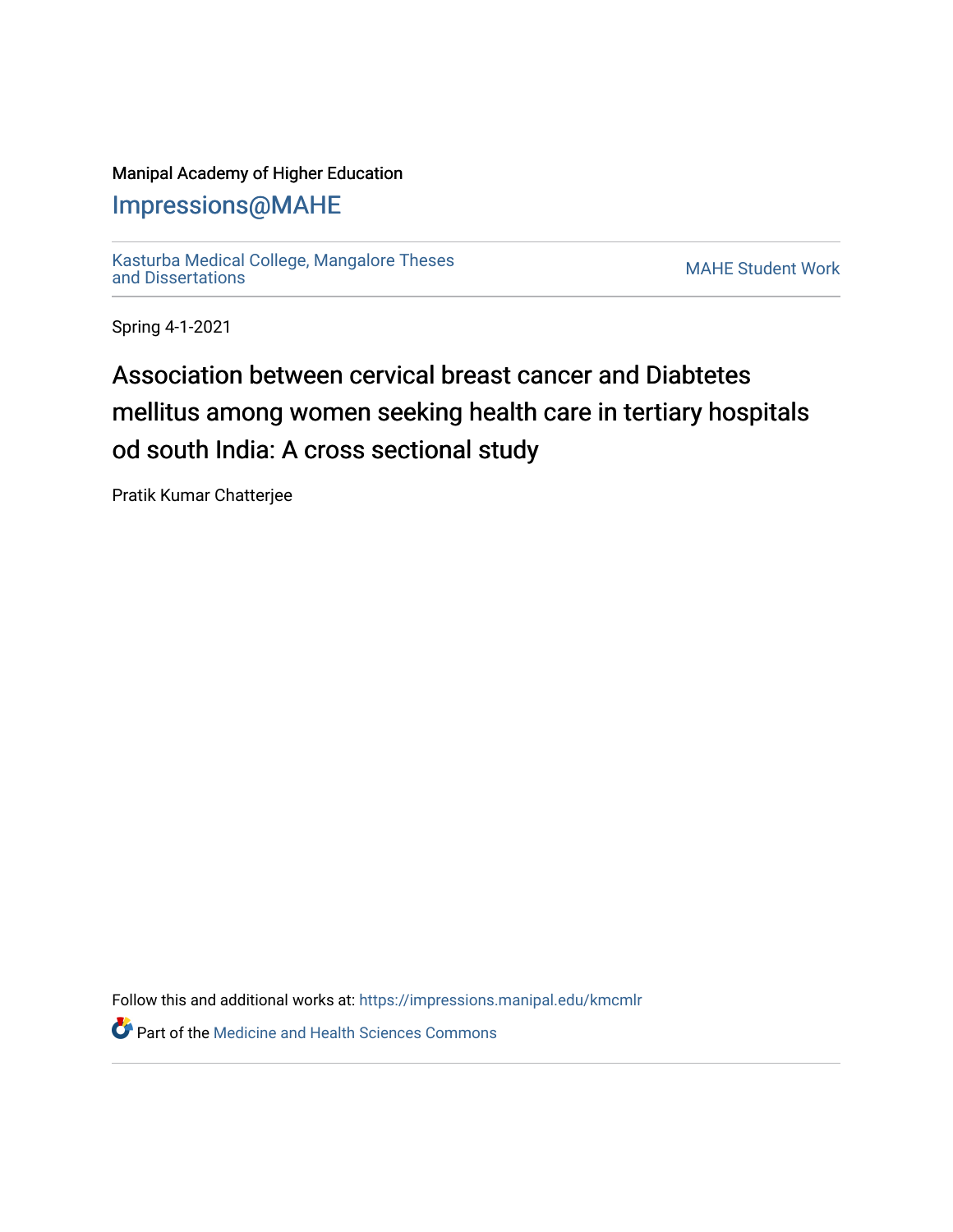Manipal Academy of Higher Education

Impressions@MAHE

Kasturba Medical College, Mangalore Theses and Dissertations

MAHE Student Work

Spring 4-1-2021

# Association between cervical breast cancer and Diabtetes mellitus among women seeking health care in tertiary hospitals od south India: A cross sectional study

Pratik Kumar Chatterjee

Follow this and additional works at: https://impressions.manipal.edu/kmcmlr

Part of the Medicine and Health Sciences Commons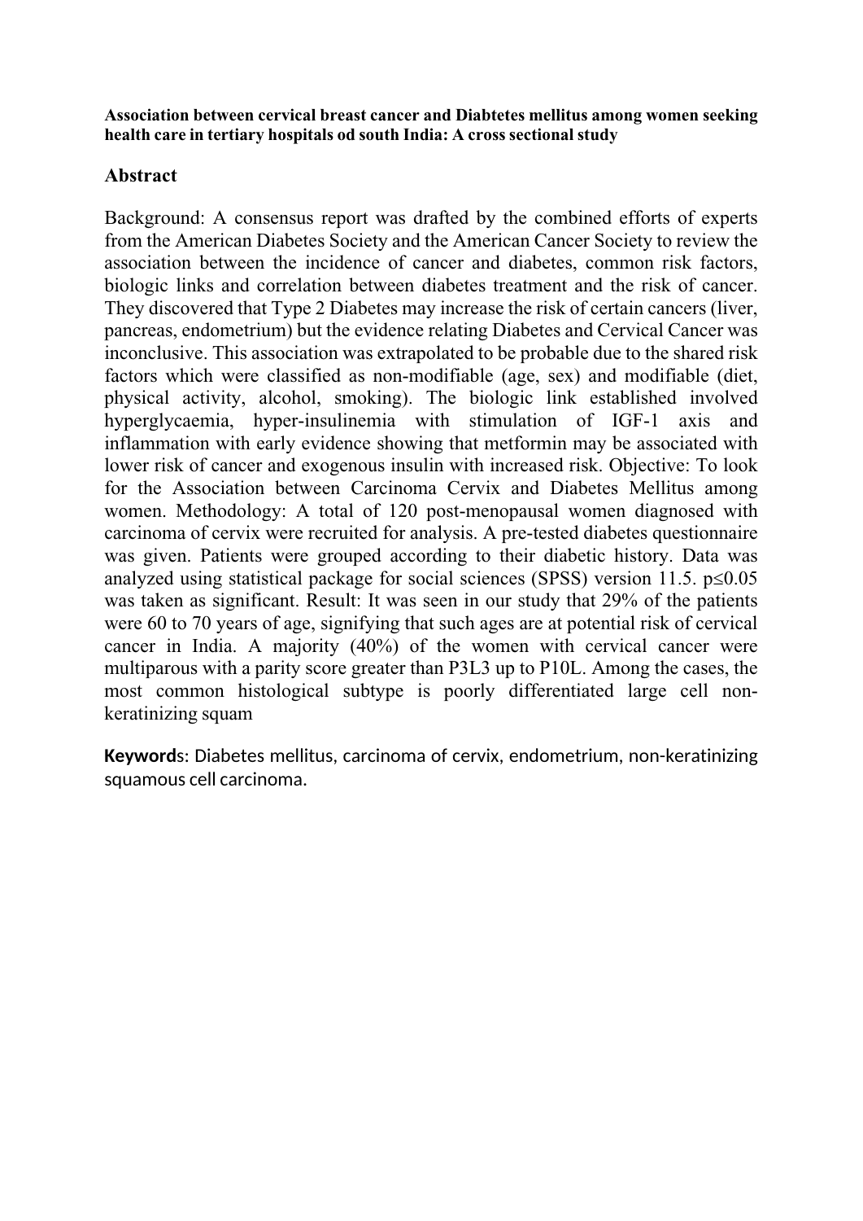**Association between cervical breast cancer and Diabtetes mellitus among women seeking health care in tertiary hospitals od south India: A cross sectional study**

## Abstract

Background: A consensus report was drafted by the combined efforts of experts from the American Diabetes Society and the American Cancer Society to review the association between the incidence of cancer and diabetes, common risk factors, biologic links and correlation between diabetes treatment and the risk of cancer. They discovered that Type 2 Diabetes may increase the risk of certain cancers (liver, pancreas, endometrium) but the evidence relating Diabetes and Cervical Cancer was inconclusive. This association was extrapolated to be probable due to the shared risk factors which were classified as non-modifiable (age, sex) and modifiable (diet, physical activity, alcohol, smoking). The biologic link established involved hyperglycaemia, hyper-insulinemia with stimulation of IGF-1 axis and inflammation with early evidence showing that metformin may be associated with lower risk of cancer and exogenous insulin with increased risk. Objective: To look for the Association between Carcinoma Cervix and Diabetes Mellitus among women. Methodology: A total of 120 post-menopausal women diagnosed with carcinoma of cervix were recruited for analysis. A pre-tested diabetes questionnaire was given. Patients were grouped according to their diabetic history. Data was analyzed using statistical package for social sciences (SPSS) version 11.5. $p \leq 0.05$ was taken as significant. Result: It was seen in our study that 29% of the patients were 60 to 70 years of age, signifying that such ages are at potential risk of cervical cancer in India. A majority (40%) of the women with cervical cancer were multiparous with a parity score greater than P3L3 up to P10L. Among the cases, the most common histological subtype is poorly differentiated large cell non-keratinizing squam

**Keywords**: Diabetes mellitus, carcinoma of cervix, endometrium, non-keratinizing squamous cell carcinoma.